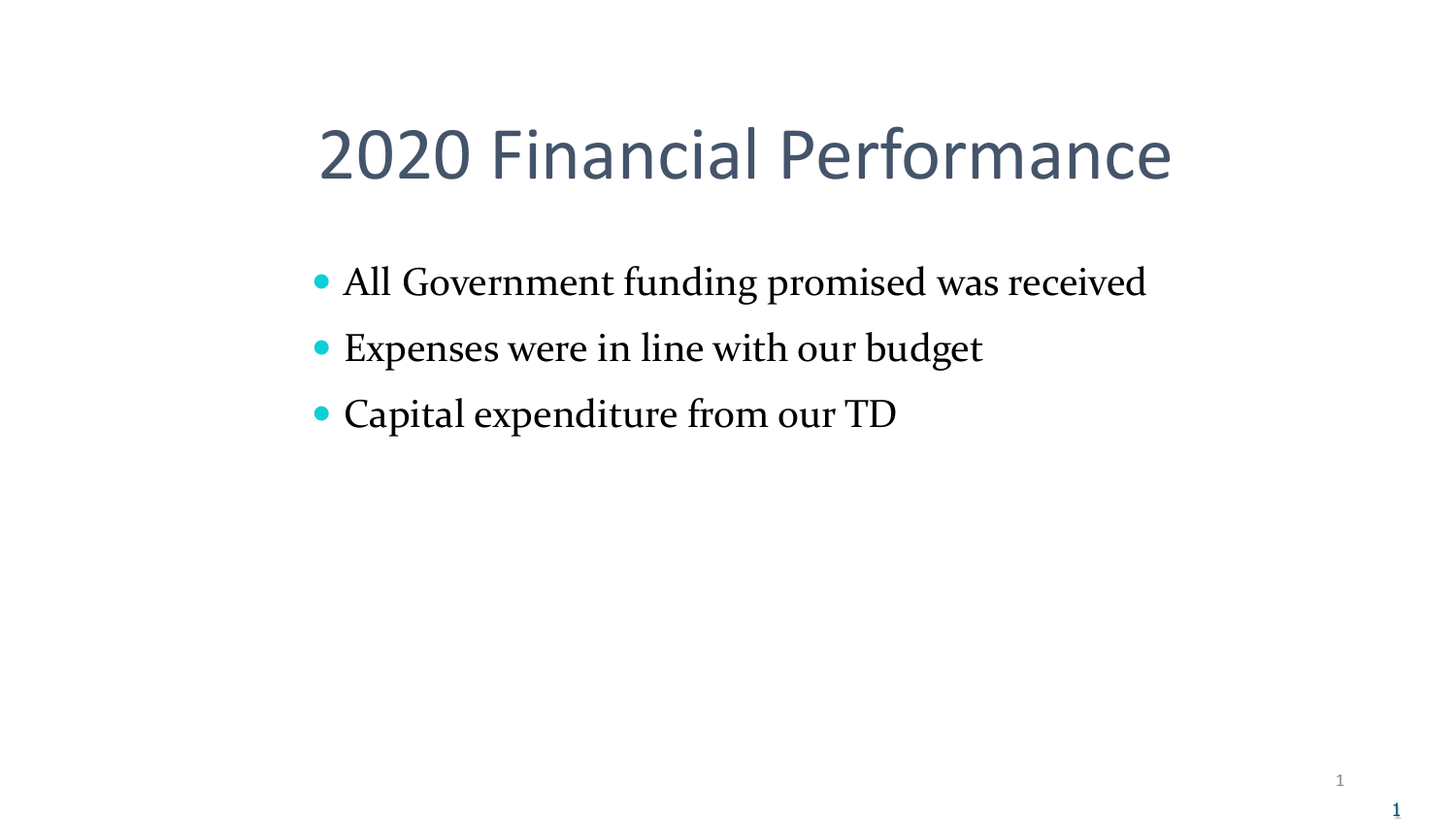# 2020 Financial Performance

- All Government funding promised was received
- Expenses were in line with our budget
- Capital expenditure from our TD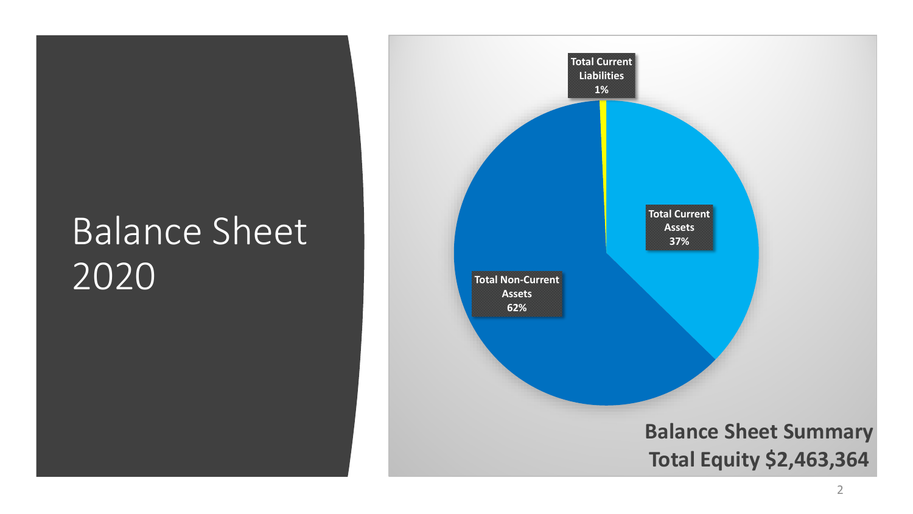# Balance Sheet 2020

Total Current Liabilities 1%

Total Current Assets 37%

Total Non-Current Assets 62%

**Balance Sheet Summary**
**Total Equity $2,463,364**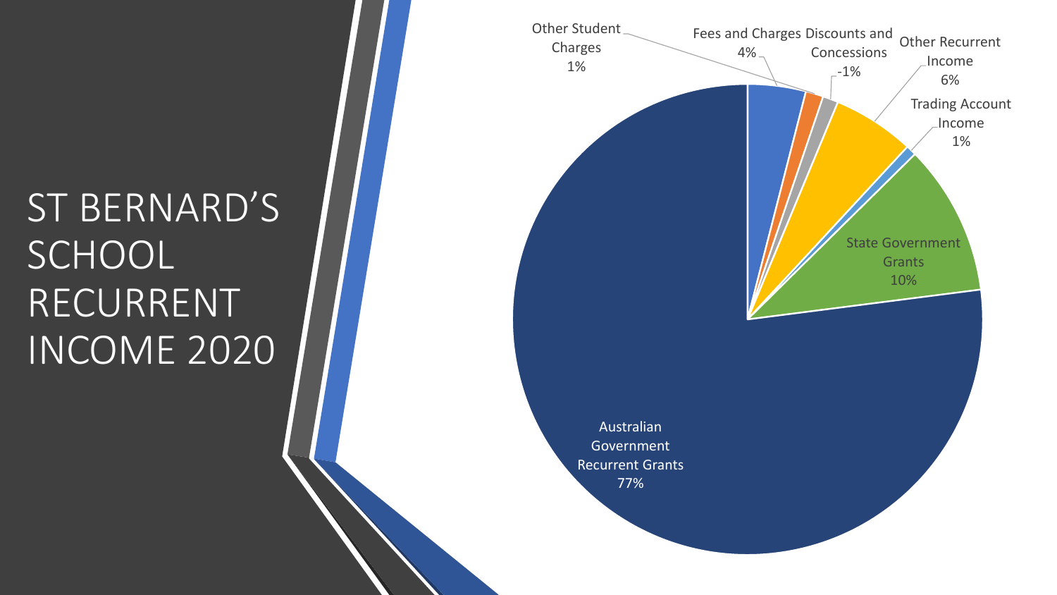# ST BERNARD'S SCHOOL RECURRENT INCOME 2020

| Category | Percentage |
| --- | --- |
| Other Student Charges | 1% |
| Fees and Charges | 4% |
| Discounts and Concessions | -1% |
| Other Recurrent Income | 6% |
| Trading Account Income | 1% |
| State Government Grants | 10% |
| Australian Government Recurrent Grants | 77% |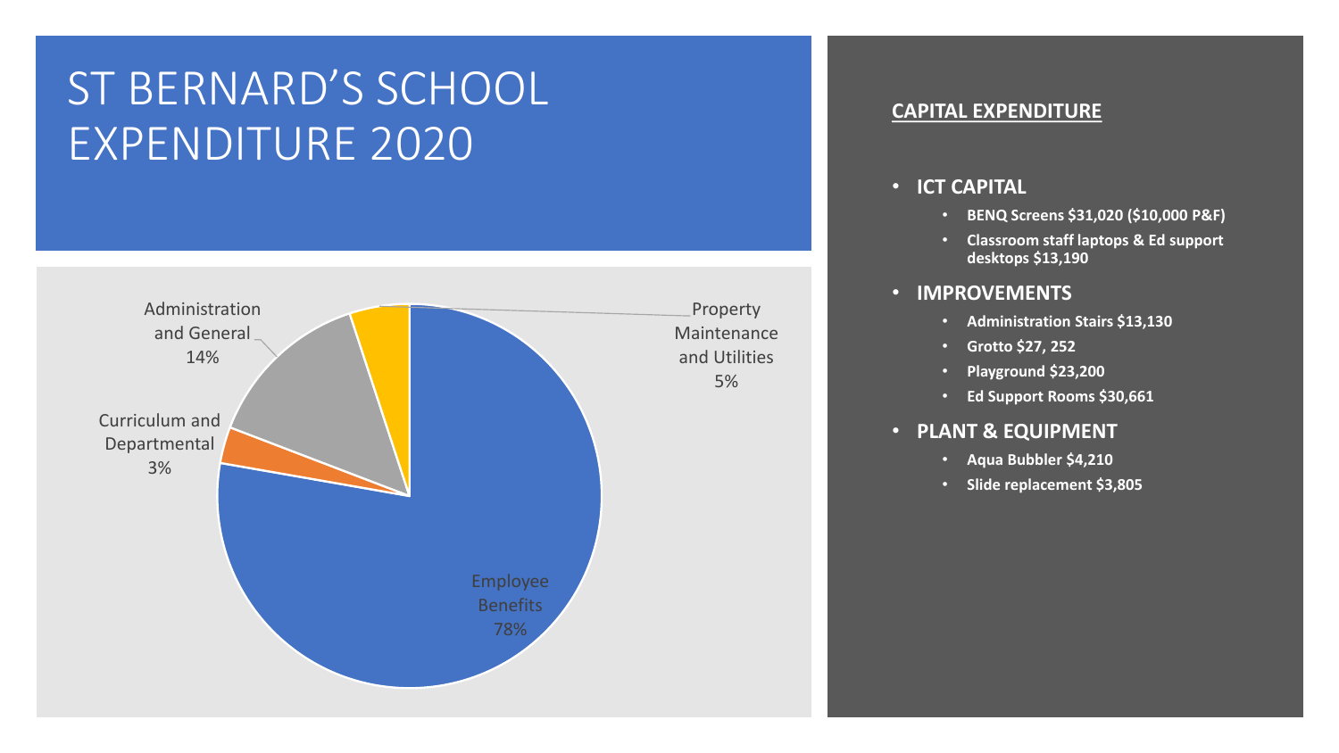# ST BERNARD'S SCHOOL EXPENDITURE 2020

| Category | Percentage |
| --- | --- |
| Employee Benefits | 78% |
| Administration and General | 14% |
| Property Maintenance and Utilities | 5% |
| Curriculum and Departmental | 3% |

## CAPITAL EXPENDITURE

- **ICT CAPITAL**
  - **BENQ Screens $31,020 ($10,000 P&F)**
  - **Classroom staff laptops & Ed support desktops $13,190**
- **IMPROVEMENTS**
  - **Administration Stairs $13,130**
  - **Grotto $27, 252**
  - **Playground $23,200**
  - **Ed Support Rooms $30,661**
- **PLANT & EQUIPMENT**
  - **Aqua Bubbler $4,210**
  - **Slide replacement $3,805**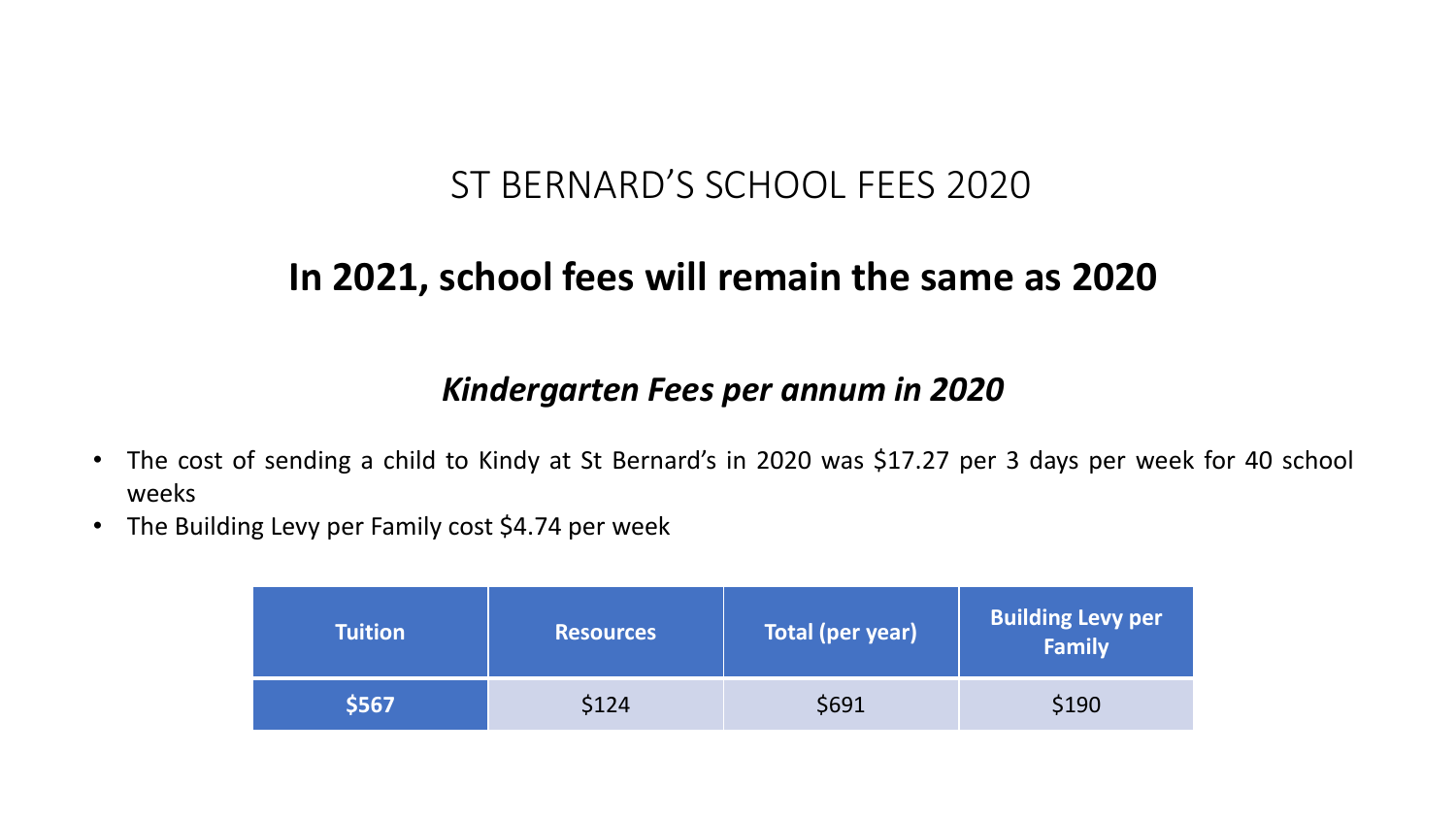# ST BERNARD’S SCHOOL FEES 2020

## In 2021, school fees will remain the same as 2020

### *Kindergarten Fees per annum in 2020*

- The cost of sending a child to Kindy at St Bernard’s in 2020 was $17.27 per 3 days per week for 40 school weeks
- The Building Levy per Family cost $4.74 per week

| Tuition | Resources | Total (per year) | Building Levy per Family |
|---|---|---|---|
| **$567** | $124 | $691 | $190 |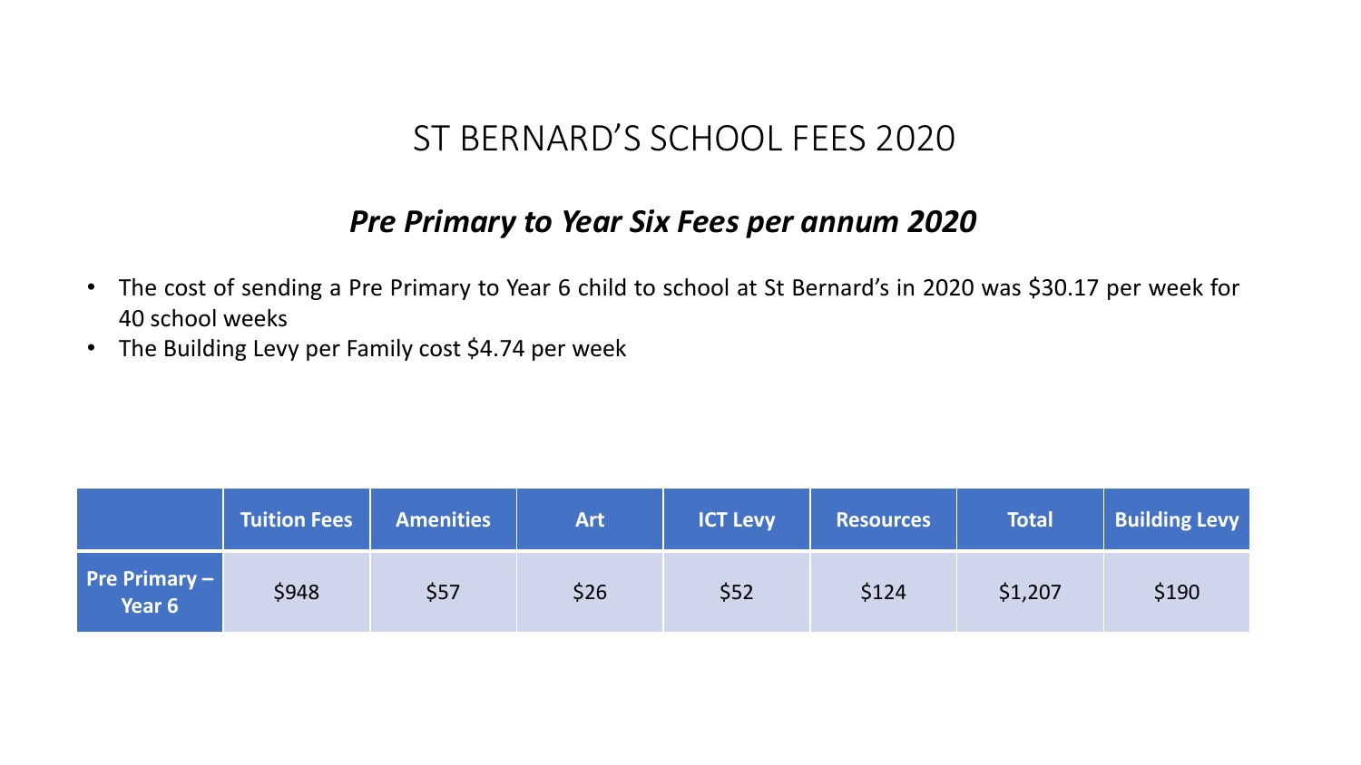# ST BERNARD’S SCHOOL FEES 2020

## *Pre Primary to Year Six Fees per annum 2020*

- The cost of sending a Pre Primary to Year 6 child to school at St Bernard’s in 2020 was $30.17 per week for 40 school weeks
- The Building Levy per Family cost $4.74 per week

| | Tuition Fees | Amenities | Art | ICT Levy | Resources | Total | Building Levy |
|---|---|---|---|---|---|---|---|
| **Pre Primary – Year 6** | $948 | $57 | $26 | $52 | $124 | $1,207 | $190 |